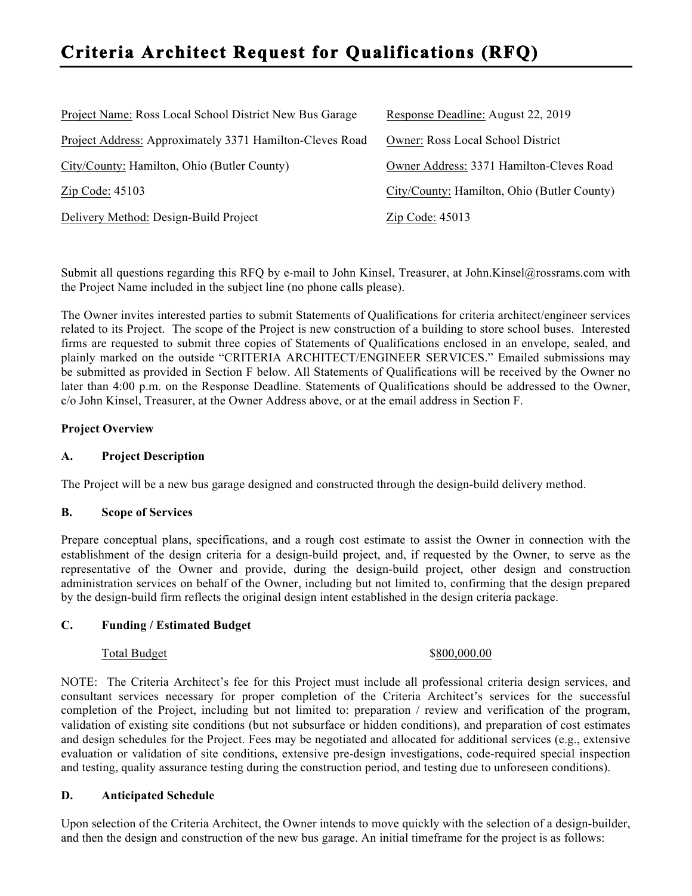# Criteria Architect Request for Qualifications (RFQ)

Project Name: Ross Local School District New Bus Garage

Project Address: Approximately 3371 Hamilton-Cleves Road

City/County: Hamilton, Ohio (Butler County)

Zip Code: 45103

Delivery Method: Design-Build Project

Response Deadline: August 22, 2019

Owner: Ross Local School District

Owner Address: 3371 Hamilton-Cleves Road

City/County: Hamilton, Ohio (Butler County)

Zip Code: 45013

Submit all questions regarding this RFQ by e-mail to John Kinsel, Treasurer, at John.Kinsel@rossrams.com with the Project Name included in the subject line (no phone calls please).

The Owner invites interested parties to submit Statements of Qualifications for criteria architect/engineer services related to its Project. The scope of the Project is new construction of a building to store school buses. Interested firms are requested to submit three copies of Statements of Qualifications enclosed in an envelope, sealed, and plainly marked on the outside "CRITERIA ARCHITECT/ENGINEER SERVICES." Emailed submissions may be submitted as provided in Section F below. All Statements of Qualifications will be received by the Owner no later than 4:00 p.m. on the Response Deadline. Statements of Qualifications should be addressed to the Owner, c/o John Kinsel, Treasurer, at the Owner Address above, or at the email address in Section F.

**Project Overview**

### A. Project Description

The Project will be a new bus garage designed and constructed through the design-build delivery method.

### B. Scope of Services

Prepare conceptual plans, specifications, and a rough cost estimate to assist the Owner in connection with the establishment of the design criteria for a design-build project, and, if requested by the Owner, to serve as the representative of the Owner and provide, during the design-build project, other design and construction administration services on behalf of the Owner, including but not limited to, confirming that the design prepared by the design-build firm reflects the original design intent established in the design criteria package.

### C. Funding / Estimated Budget

| Total Budget | $800,000.00 |
|---|---|

NOTE: The Criteria Architect's fee for this Project must include all professional criteria design services, and consultant services necessary for proper completion of the Criteria Architect's services for the successful completion of the Project, including but not limited to: preparation / review and verification of the program, validation of existing site conditions (but not subsurface or hidden conditions), and preparation of cost estimates and design schedules for the Project. Fees may be negotiated and allocated for additional services (e.g., extensive evaluation or validation of site conditions, extensive pre-design investigations, code-required special inspection and testing, quality assurance testing during the construction period, and testing due to unforeseen conditions).

### D. Anticipated Schedule

Upon selection of the Criteria Architect, the Owner intends to move quickly with the selection of a design-builder, and then the design and construction of the new bus garage. An initial timeframe for the project is as follows: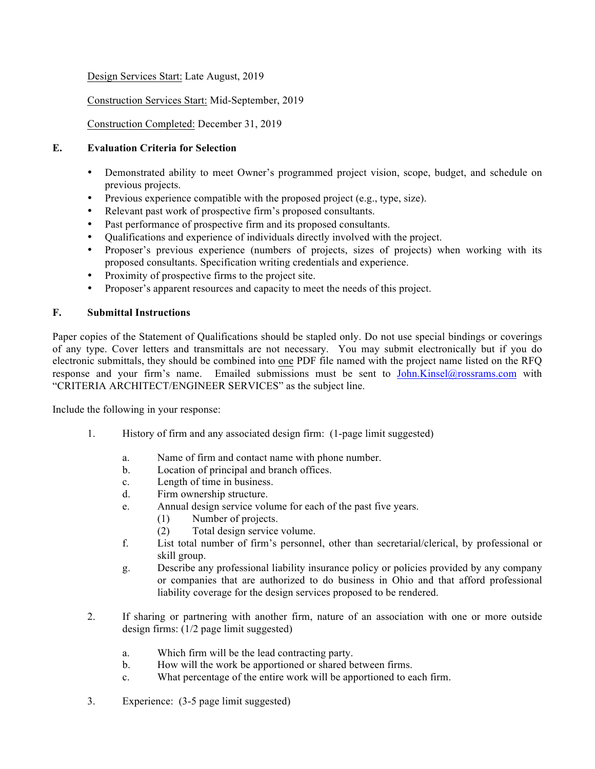<u>Design Services Start:</u> Late August, 2019

<u>Construction Services Start:</u> Mid-September, 2019

<u>Construction Completed:</u> December 31, 2019

## E. Evaluation Criteria for Selection

- Demonstrated ability to meet Owner's programmed project vision, scope, budget, and schedule on previous projects.
- Previous experience compatible with the proposed project (e.g., type, size).
- Relevant past work of prospective firm's proposed consultants.
- Past performance of prospective firm and its proposed consultants.
- Qualifications and experience of individuals directly involved with the project.
- Proposer's previous experience (numbers of projects, sizes of projects) when working with its proposed consultants. Specification writing credentials and experience.
- Proximity of prospective firms to the project site.
- Proposer's apparent resources and capacity to meet the needs of this project.

## F. Submittal Instructions

Paper copies of the Statement of Qualifications should be stapled only. Do not use special bindings or coverings of any type. Cover letters and transmittals are not necessary. You may submit electronically but if you do electronic submittals, they should be combined into <u>one</u> PDF file named with the project name listed on the RFQ response and your firm's name. Emailed submissions must be sent to John.Kinsel@rossrams.com with "CRITERIA ARCHITECT/ENGINEER SERVICES" as the subject line.

Include the following in your response:

1. History of firm and any associated design firm: (1-page limit suggested)

   a. Name of firm and contact name with phone number.

   b. Location of principal and branch offices.

   c. Length of time in business.

   d. Firm ownership structure.

   e. Annual design service volume for each of the past five years.

      (1) Number of projects.

      (2) Total design service volume.

   f. List total number of firm's personnel, other than secretarial/clerical, by professional or skill group.

   g. Describe any professional liability insurance policy or policies provided by any company or companies that are authorized to do business in Ohio and that afford professional liability coverage for the design services proposed to be rendered.

2. If sharing or partnering with another firm, nature of an association with one or more outside design firms: (1/2 page limit suggested)

   a. Which firm will be the lead contracting party.

   b. How will the work be apportioned or shared between firms.

   c. What percentage of the entire work will be apportioned to each firm.

3. Experience: (3-5 page limit suggested)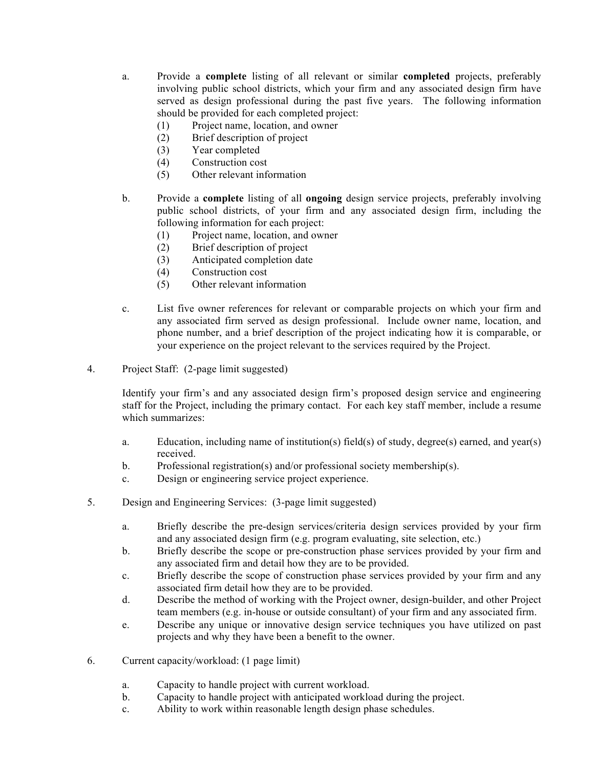a. Provide a **complete** listing of all relevant or similar **completed** projects, preferably involving public school districts, which your firm and any associated design firm have served as design professional during the past five years. The following information should be provided for each completed project:
   (1) Project name, location, and owner
   (2) Brief description of project
   (3) Year completed
   (4) Construction cost
   (5) Other relevant information

b. Provide a **complete** listing of all **ongoing** design service projects, preferably involving public school districts, of your firm and any associated design firm, including the following information for each project:
   (1) Project name, location, and owner
   (2) Brief description of project
   (3) Anticipated completion date
   (4) Construction cost
   (5) Other relevant information

c. List five owner references for relevant or comparable projects on which your firm and any associated firm served as design professional. Include owner name, location, and phone number, and a brief description of the project indicating how it is comparable, or your experience on the project relevant to the services required by the Project.

4. Project Staff: (2-page limit suggested)

   Identify your firm's and any associated design firm's proposed design service and engineering staff for the Project, including the primary contact. For each key staff member, include a resume which summarizes:

   a. Education, including name of institution(s) field(s) of study, degree(s) earned, and year(s) received.
   b. Professional registration(s) and/or professional society membership(s).
   c. Design or engineering service project experience.

5. Design and Engineering Services: (3-page limit suggested)

   a. Briefly describe the pre-design services/criteria design services provided by your firm and any associated design firm (e.g. program evaluating, site selection, etc.)
   b. Briefly describe the scope or pre-construction phase services provided by your firm and any associated firm and detail how they are to be provided.
   c. Briefly describe the scope of construction phase services provided by your firm and any associated firm detail how they are to be provided.
   d. Describe the method of working with the Project owner, design-builder, and other Project team members (e.g. in-house or outside consultant) of your firm and any associated firm.
   e. Describe any unique or innovative design service techniques you have utilized on past projects and why they have been a benefit to the owner.

6. Current capacity/workload: (1 page limit)

   a. Capacity to handle project with current workload.
   b. Capacity to handle project with anticipated workload during the project.
   c. Ability to work within reasonable length design phase schedules.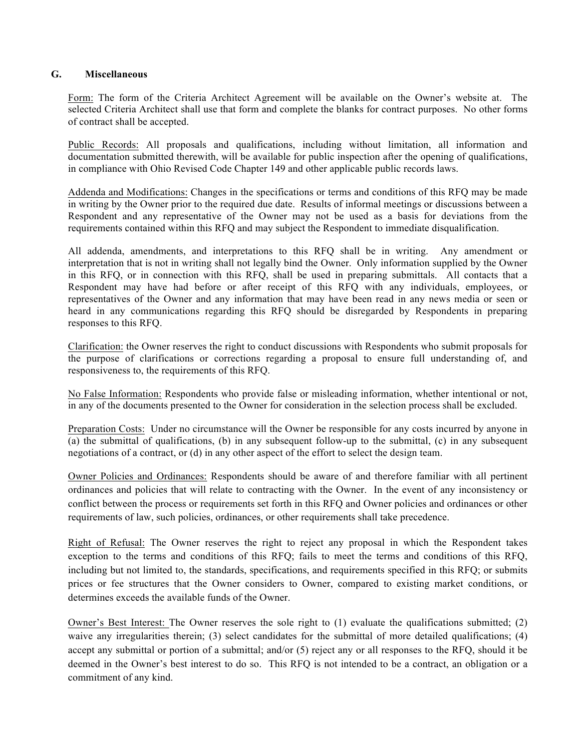## G. Miscellaneous

Form: The form of the Criteria Architect Agreement will be available on the Owner's website at. The selected Criteria Architect shall use that form and complete the blanks for contract purposes. No other forms of contract shall be accepted.

Public Records: All proposals and qualifications, including without limitation, all information and documentation submitted therewith, will be available for public inspection after the opening of qualifications, in compliance with Ohio Revised Code Chapter 149 and other applicable public records laws.

Addenda and Modifications: Changes in the specifications or terms and conditions of this RFQ may be made in writing by the Owner prior to the required due date. Results of informal meetings or discussions between a Respondent and any representative of the Owner may not be used as a basis for deviations from the requirements contained within this RFQ and may subject the Respondent to immediate disqualification.

All addenda, amendments, and interpretations to this RFQ shall be in writing. Any amendment or interpretation that is not in writing shall not legally bind the Owner. Only information supplied by the Owner in this RFQ, or in connection with this RFQ, shall be used in preparing submittals. All contacts that a Respondent may have had before or after receipt of this RFQ with any individuals, employees, or representatives of the Owner and any information that may have been read in any news media or seen or heard in any communications regarding this RFQ should be disregarded by Respondents in preparing responses to this RFQ.

Clarification: the Owner reserves the right to conduct discussions with Respondents who submit proposals for the purpose of clarifications or corrections regarding a proposal to ensure full understanding of, and responsiveness to, the requirements of this RFQ.

No False Information: Respondents who provide false or misleading information, whether intentional or not, in any of the documents presented to the Owner for consideration in the selection process shall be excluded.

Preparation Costs: Under no circumstance will the Owner be responsible for any costs incurred by anyone in (a) the submittal of qualifications, (b) in any subsequent follow-up to the submittal, (c) in any subsequent negotiations of a contract, or (d) in any other aspect of the effort to select the design team.

Owner Policies and Ordinances: Respondents should be aware of and therefore familiar with all pertinent ordinances and policies that will relate to contracting with the Owner. In the event of any inconsistency or conflict between the process or requirements set forth in this RFQ and Owner policies and ordinances or other requirements of law, such policies, ordinances, or other requirements shall take precedence.

Right of Refusal: The Owner reserves the right to reject any proposal in which the Respondent takes exception to the terms and conditions of this RFQ; fails to meet the terms and conditions of this RFQ, including but not limited to, the standards, specifications, and requirements specified in this RFQ; or submits prices or fee structures that the Owner considers to Owner, compared to existing market conditions, or determines exceeds the available funds of the Owner.

Owner's Best Interest: The Owner reserves the sole right to (1) evaluate the qualifications submitted; (2) waive any irregularities therein; (3) select candidates for the submittal of more detailed qualifications; (4) accept any submittal or portion of a submittal; and/or (5) reject any or all responses to the RFQ, should it be deemed in the Owner's best interest to do so. This RFQ is not intended to be a contract, an obligation or a commitment of any kind.